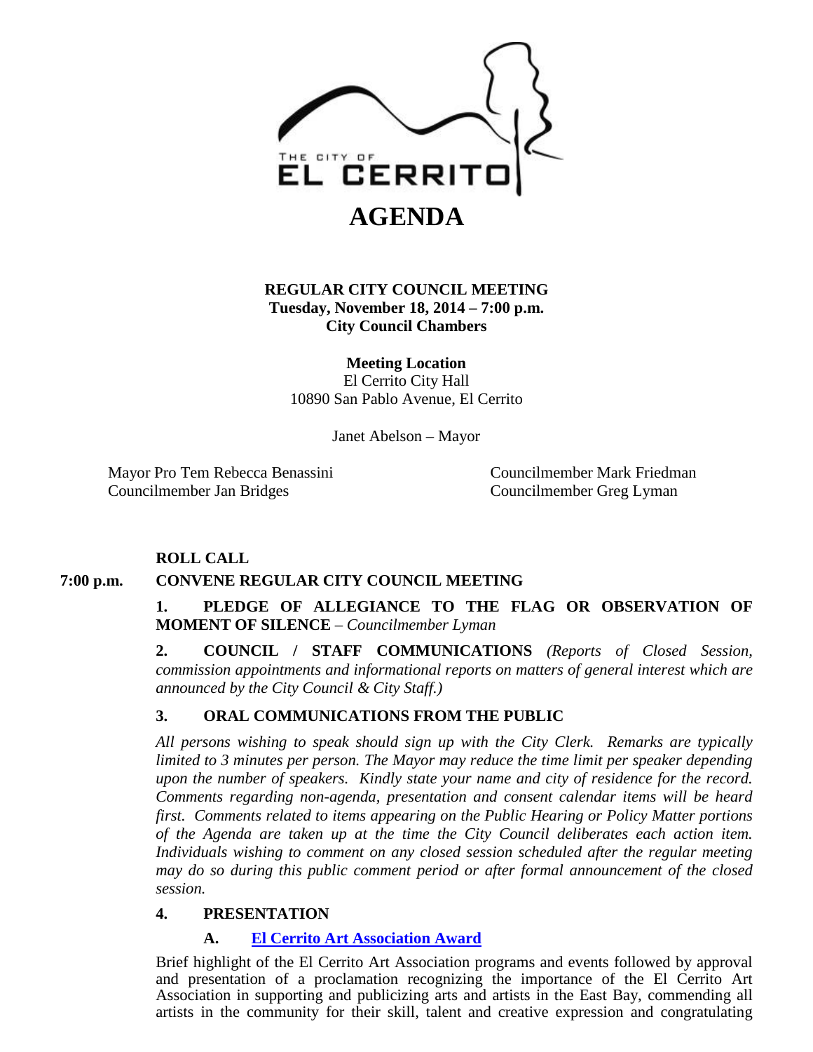THE CITY OF
EL CERRITO

# AGENDA

**REGULAR CITY COUNCIL MEETING**
**Tuesday, November 18, 2014 – 7:00 p.m.**
**City Council Chambers**

**Meeting Location**
El Cerrito City Hall
10890 San Pablo Avenue, El Cerrito

Janet Abelson – Mayor

Mayor Pro Tem Rebecca Benassini
Councilmember Jan Bridges
Councilmember Mark Friedman
Councilmember Greg Lyman

**ROLL CALL**

**7:00 p.m. CONVENE REGULAR CITY COUNCIL MEETING**

**1. PLEDGE OF ALLEGIANCE TO THE FLAG OR OBSERVATION OF MOMENT OF SILENCE** – *Councilmember Lyman*

**2. COUNCIL / STAFF COMMUNICATIONS** *(Reports of Closed Session, commission appointments and informational reports on matters of general interest which are announced by the City Council & City Staff.)*

**3. ORAL COMMUNICATIONS FROM THE PUBLIC**

*All persons wishing to speak should sign up with the City Clerk. Remarks are typically limited to 3 minutes per person. The Mayor may reduce the time limit per speaker depending upon the number of speakers. Kindly state your name and city of residence for the record. Comments regarding non-agenda, presentation and consent calendar items will be heard first. Comments related to items appearing on the Public Hearing or Policy Matter portions of the Agenda are taken up at the time the City Council deliberates each action item. Individuals wishing to comment on any closed session scheduled after the regular meeting may do so during this public comment period or after formal announcement of the closed session.*

**4. PRESENTATION**

**A. El Cerrito Art Association Award**

Brief highlight of the El Cerrito Art Association programs and events followed by approval and presentation of a proclamation recognizing the importance of the El Cerrito Art Association in supporting and publicizing arts and artists in the East Bay, commending all artists in the community for their skill, talent and creative expression and congratulating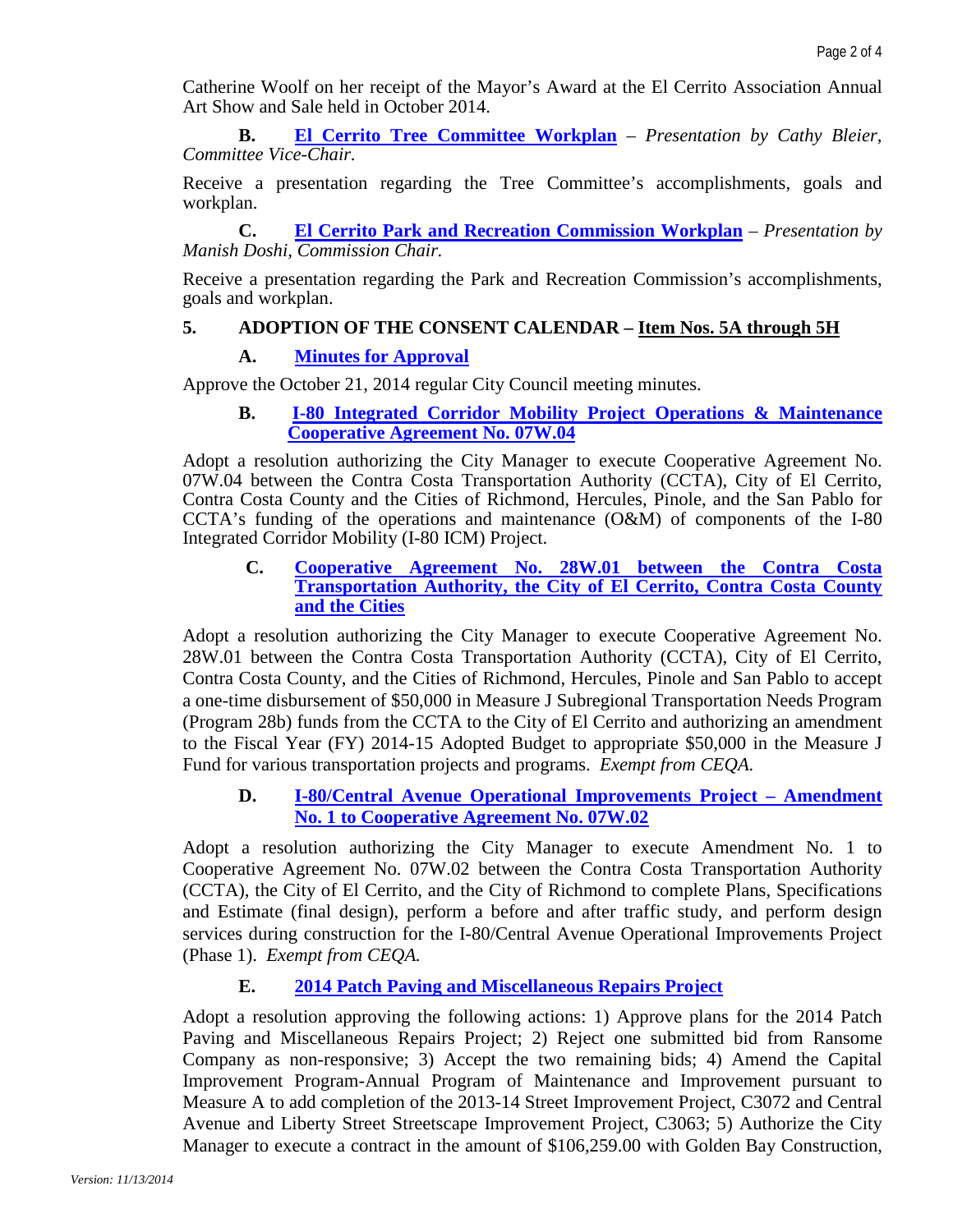Catherine Woolf on her receipt of the Mayor's Award at the El Cerrito Association Annual Art Show and Sale held in October 2014.

**B. El Cerrito Tree Committee Workplan** – *Presentation by Cathy Bleier, Committee Vice-Chair.*

Receive a presentation regarding the Tree Committee's accomplishments, goals and workplan.

**C. El Cerrito Park and Recreation Commission Workplan** – *Presentation by Manish Doshi, Commission Chair.*

Receive a presentation regarding the Park and Recreation Commission's accomplishments, goals and workplan.

### 5. ADOPTION OF THE CONSENT CALENDAR – Item Nos. 5A through 5H

**A. Minutes for Approval**

Approve the October 21, 2014 regular City Council meeting minutes.

**B. I-80 Integrated Corridor Mobility Project Operations & Maintenance Cooperative Agreement No. 07W.04**

Adopt a resolution authorizing the City Manager to execute Cooperative Agreement No. 07W.04 between the Contra Costa Transportation Authority (CCTA), City of El Cerrito, Contra Costa County and the Cities of Richmond, Hercules, Pinole, and the San Pablo for CCTA's funding of the operations and maintenance (O&M) of components of the I-80 Integrated Corridor Mobility (I-80 ICM) Project.

**C. Cooperative Agreement No. 28W.01 between the Contra Costa Transportation Authority, the City of El Cerrito, Contra Costa County and the Cities**

Adopt a resolution authorizing the City Manager to execute Cooperative Agreement No. 28W.01 between the Contra Costa Transportation Authority (CCTA), City of El Cerrito, Contra Costa County, and the Cities of Richmond, Hercules, Pinole and San Pablo to accept a one-time disbursement of $50,000 in Measure J Subregional Transportation Needs Program (Program 28b) funds from the CCTA to the City of El Cerrito and authorizing an amendment to the Fiscal Year (FY) 2014-15 Adopted Budget to appropriate $50,000 in the Measure J Fund for various transportation projects and programs. *Exempt from CEQA.*

**D. I-80/Central Avenue Operational Improvements Project – Amendment No. 1 to Cooperative Agreement No. 07W.02**

Adopt a resolution authorizing the City Manager to execute Amendment No. 1 to Cooperative Agreement No. 07W.02 between the Contra Costa Transportation Authority (CCTA), the City of El Cerrito, and the City of Richmond to complete Plans, Specifications and Estimate (final design), perform a before and after traffic study, and perform design services during construction for the I-80/Central Avenue Operational Improvements Project (Phase 1). *Exempt from CEQA.*

**E. 2014 Patch Paving and Miscellaneous Repairs Project**

Adopt a resolution approving the following actions: 1) Approve plans for the 2014 Patch Paving and Miscellaneous Repairs Project; 2) Reject one submitted bid from Ransome Company as non-responsive; 3) Accept the two remaining bids; 4) Amend the Capital Improvement Program-Annual Program of Maintenance and Improvement pursuant to Measure A to add completion of the 2013-14 Street Improvement Project, C3072 and Central Avenue and Liberty Street Streetscape Improvement Project, C3063; 5) Authorize the City Manager to execute a contract in the amount of $106,259.00 with Golden Bay Construction,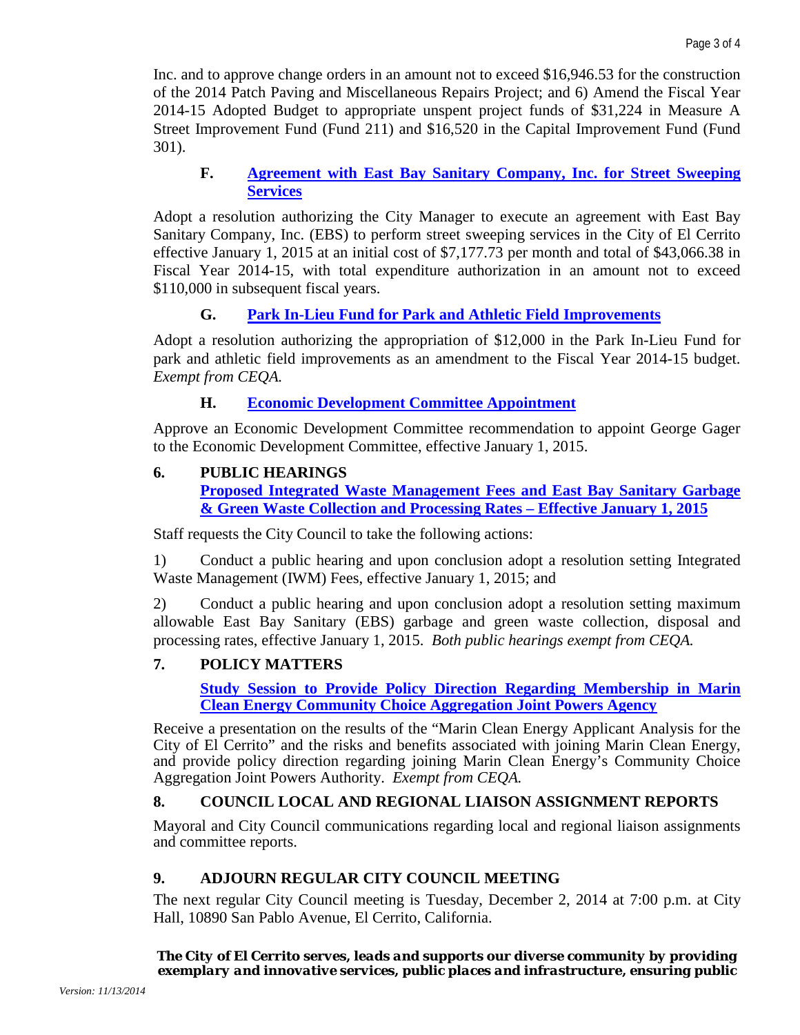Inc. and to approve change orders in an amount not to exceed $16,946.53 for the construction of the 2014 Patch Paving and Miscellaneous Repairs Project; and 6) Amend the Fiscal Year 2014-15 Adopted Budget to appropriate unspent project funds of $31,224 in Measure A Street Improvement Fund (Fund 211) and $16,520 in the Capital Improvement Fund (Fund 301).

**F. Agreement with East Bay Sanitary Company, Inc. for Street Sweeping Services**

Adopt a resolution authorizing the City Manager to execute an agreement with East Bay Sanitary Company, Inc. (EBS) to perform street sweeping services in the City of El Cerrito effective January 1, 2015 at an initial cost of $7,177.73 per month and total of $43,066.38 in Fiscal Year 2014-15, with total expenditure authorization in an amount not to exceed $110,000 in subsequent fiscal years.

**G. Park In-Lieu Fund for Park and Athletic Field Improvements**

Adopt a resolution authorizing the appropriation of $12,000 in the Park In-Lieu Fund for park and athletic field improvements as an amendment to the Fiscal Year 2014-15 budget. *Exempt from CEQA.*

**H. Economic Development Committee Appointment**

Approve an Economic Development Committee recommendation to appoint George Gager to the Economic Development Committee, effective January 1, 2015.

## 6. PUBLIC HEARINGS

**Proposed Integrated Waste Management Fees and East Bay Sanitary Garbage & Green Waste Collection and Processing Rates – Effective January 1, 2015**

Staff requests the City Council to take the following actions:

1) Conduct a public hearing and upon conclusion adopt a resolution setting Integrated Waste Management (IWM) Fees, effective January 1, 2015; and

2) Conduct a public hearing and upon conclusion adopt a resolution setting maximum allowable East Bay Sanitary (EBS) garbage and green waste collection, disposal and processing rates, effective January 1, 2015. *Both public hearings exempt from CEQA.*

## 7. POLICY MATTERS

**Study Session to Provide Policy Direction Regarding Membership in Marin Clean Energy Community Choice Aggregation Joint Powers Agency**

Receive a presentation on the results of the "Marin Clean Energy Applicant Analysis for the City of El Cerrito" and the risks and benefits associated with joining Marin Clean Energy, and provide policy direction regarding joining Marin Clean Energy's Community Choice Aggregation Joint Powers Authority. *Exempt from CEQA.*

## 8. COUNCIL LOCAL AND REGIONAL LIAISON ASSIGNMENT REPORTS

Mayoral and City Council communications regarding local and regional liaison assignments and committee reports.

## 9. ADJOURN REGULAR CITY COUNCIL MEETING

The next regular City Council meeting is Tuesday, December 2, 2014 at 7:00 p.m. at City Hall, 10890 San Pablo Avenue, El Cerrito, California.

***The City of El Cerrito serves, leads and supports our diverse community by providing exemplary and innovative services, public places and infrastructure, ensuring public***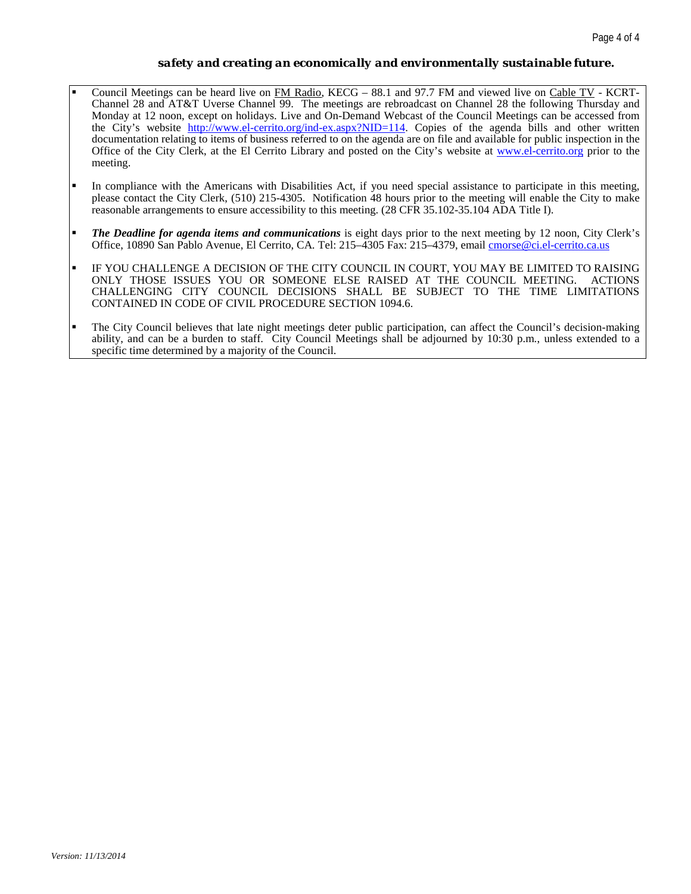***safety and creating an economically and environmentally sustainable future.***

- Council Meetings can be heard live on FM Radio, KECG – 88.1 and 97.7 FM and viewed live on Cable TV - KCRT-Channel 28 and AT&T Uverse Channel 99. The meetings are rebroadcast on Channel 28 the following Thursday and Monday at 12 noon, except on holidays. Live and On-Demand Webcast of the Council Meetings can be accessed from the City's website http://www.el-cerrito.org/ind-ex.aspx?NID=114. Copies of the agenda bills and other written documentation relating to items of business referred to on the agenda are on file and available for public inspection in the Office of the City Clerk, at the El Cerrito Library and posted on the City's website at www.el-cerrito.org prior to the meeting.

- In compliance with the Americans with Disabilities Act, if you need special assistance to participate in this meeting, please contact the City Clerk, (510) 215-4305. Notification 48 hours prior to the meeting will enable the City to make reasonable arrangements to ensure accessibility to this meeting. (28 CFR 35.102-35.104 ADA Title I).

- ***The Deadline for agenda items and communications*** is eight days prior to the next meeting by 12 noon, City Clerk's Office, 10890 San Pablo Avenue, El Cerrito, CA. Tel: 215–4305 Fax: 215–4379, email cmorse@ci.el-cerrito.ca.us

- IF YOU CHALLENGE A DECISION OF THE CITY COUNCIL IN COURT, YOU MAY BE LIMITED TO RAISING ONLY THOSE ISSUES YOU OR SOMEONE ELSE RAISED AT THE COUNCIL MEETING. ACTIONS CHALLENGING CITY COUNCIL DECISIONS SHALL BE SUBJECT TO THE TIME LIMITATIONS CONTAINED IN CODE OF CIVIL PROCEDURE SECTION 1094.6.

- The City Council believes that late night meetings deter public participation, can affect the Council's decision-making ability, and can be a burden to staff. City Council Meetings shall be adjourned by 10:30 p.m., unless extended to a specific time determined by a majority of the Council.

*Version: 11/13/2014*